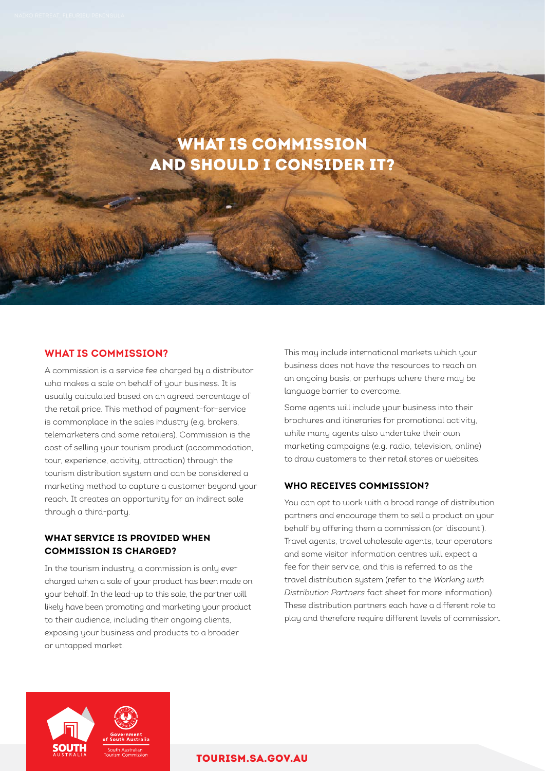# WHAT IS COMMISSION AND SHOULD I CONSIDER IT?

## WHAT IS COMMISSION?

A commission is a service fee charged by a distributor who makes a sale on behalf of your business. It is usually calculated based on an agreed percentage of the retail price. This method of payment-for-service is commonplace in the sales industry (e.g. brokers, telemarketers and some retailers). Commission is the cost of selling your tourism product (accommodation, tour, experience, activity, attraction) through the tourism distribution system and can be considered a marketing method to capture a customer beyond your reach. It creates an opportunity for an indirect sale through a third-party.

### WHAT SERVICE IS PROVIDED WHEN COMMISSION IS CHARGED?

In the tourism industry, a commission is only ever charged when a sale of your product has been made on your behalf. In the lead-up to this sale, the partner will likely have been promoting and marketing your product to their audience, including their ongoing clients, exposing your business and products to a broader or untapped market.

This may include international markets which your business does not have the resources to reach on an ongoing basis, or perhaps where there may be language barrier to overcome.

Some agents will include your business into their brochures and itineraries for promotional activity, while many agents also undertake their own marketing campaigns (e.g. radio, television, online) to draw customers to their retail stores or websites.

### WHO RECEIVES COMMISSION?

You can opt to work with a broad range of distribution partners and encourage them to sell a product on your behalf by offering them a commission (or 'discount'). Travel agents, travel wholesale agents, tour operators and some visitor information centres will expect a fee for their service, and this is referred to as the travel distribution system (refer to the *Working with Distribution Partners* fact sheet for more information). These distribution partners each have a different role to play and therefore require different levels of commission.

TOURISM.SA.GOV.AU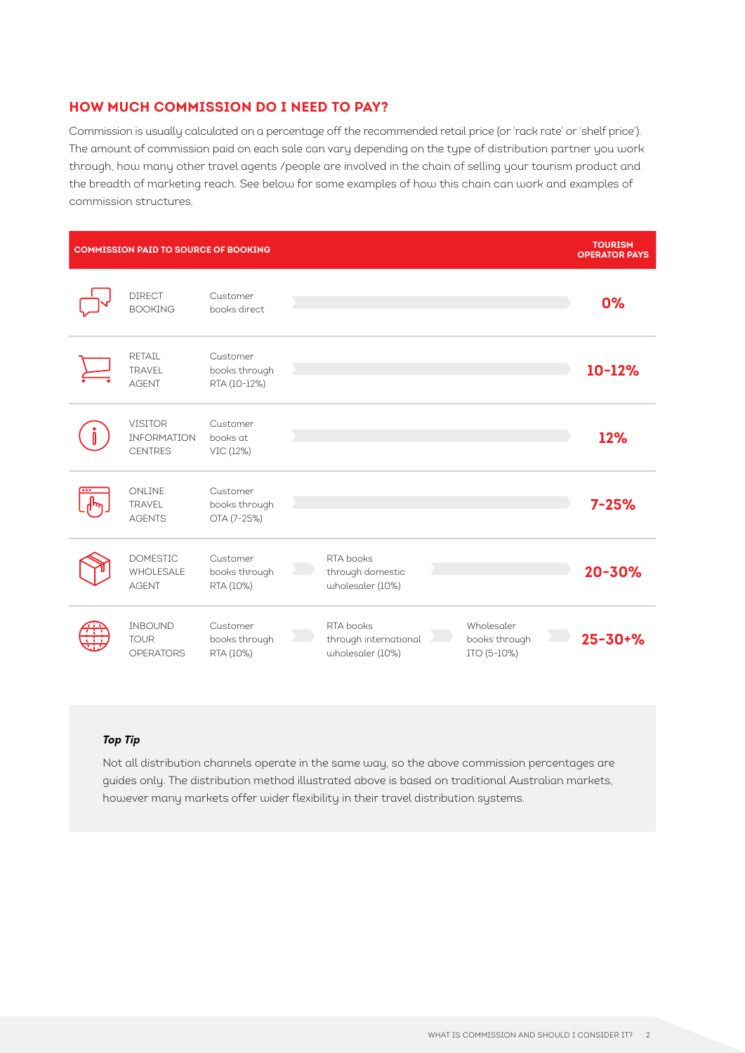## HOW MUCH COMMISSION DO I NEED TO PAY?

Commission is usually calculated on a percentage off the recommended retail price (or 'rack rate' or 'shelf price'). The amount of commission paid on each sale can vary depending on the type of distribution partner you work through, how many other travel agents /people are involved in the chain of selling your tourism product and the breadth of marketing reach. See below for some examples of how this chain can work and examples of commission structures.

| COMMISSION PAID TO SOURCE OF BOOKING | | | | TOURISM OPERATOR PAYS |
|---|---|---|---|---|
| DIRECT BOOKING | Customer books direct | | | 0% |
| RETAIL TRAVEL AGENT | Customer books through RTA (10-12%) | | | 10-12% |
| VISITOR INFORMATION CENTRES | Customer books at VIC (12%) | | | 12% |
| ONLINE TRAVEL AGENTS | Customer books through OTA (7-25%) | | | 7-25% |
| DOMESTIC WHOLESALE AGENT | Customer books through RTA (10%) | RTA books through domestic wholesaler (10%) | | 20-30% |
| INBOUND TOUR OPERATORS | Customer books through RTA (10%) | RTA books through international wholesaler (10%) | Wholesaler books through ITO (5-10%) | 25-30+% |

***Top Tip***

Not all distribution channels operate in the same way, so the above commission percentages are guides only. The distribution method illustrated above is based on traditional Australian markets, however many markets offer wider flexibility in their travel distribution systems.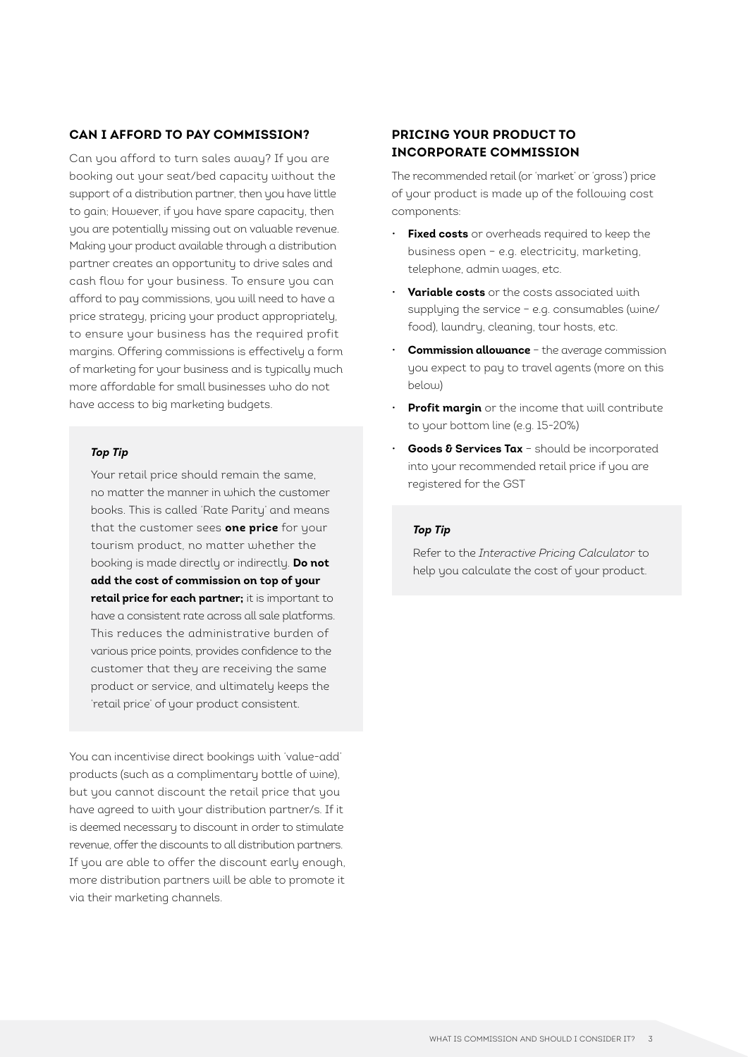## CAN I AFFORD TO PAY COMMISSION?

Can you afford to turn sales away? If you are booking out your seat/bed capacity without the support of a distribution partner, then you have little to gain; However, if you have spare capacity, then you are potentially missing out on valuable revenue. Making your product available through a distribution partner creates an opportunity to drive sales and cash flow for your business. To ensure you can afford to pay commissions, you will need to have a price strategy, pricing your product appropriately, to ensure your business has the required profit margins. Offering commissions is effectively a form of marketing for your business and is typically much more affordable for small businesses who do not have access to big marketing budgets.

> ***Top Tip***
>
> Your retail price should remain the same, no matter the manner in which the customer books. This is called 'Rate Parity' and means that the customer sees **one price** for your tourism product, no matter whether the booking is made directly or indirectly. **Do not add the cost of commission on top of your retail price for each partner;** it is important to have a consistent rate across all sale platforms. This reduces the administrative burden of various price points, provides confidence to the customer that they are receiving the same product or service, and ultimately keeps the 'retail price' of your product consistent.

You can incentivise direct bookings with 'value-add' products (such as a complimentary bottle of wine), but you cannot discount the retail price that you have agreed to with your distribution partner/s. If it is deemed necessary to discount in order to stimulate revenue, offer the discounts to all distribution partners. If you are able to offer the discount early enough, more distribution partners will be able to promote it via their marketing channels.

## PRICING YOUR PRODUCT TO INCORPORATE COMMISSION

The recommended retail (or 'market' or 'gross') price of your product is made up of the following cost components:

- **Fixed costs** or overheads required to keep the business open – e.g. electricity, marketing, telephone, admin wages, etc.
- **Variable costs** or the costs associated with supplying the service – e.g. consumables (wine/ food), laundry, cleaning, tour hosts, etc.
- **Commission allowance** – the average commission you expect to pay to travel agents (more on this below)
- **Profit margin** or the income that will contribute to your bottom line (e.g. 15-20%)
- **Goods & Services Tax** – should be incorporated into your recommended retail price if you are registered for the GST

> ***Top Tip***
>
> Refer to the *Interactive Pricing Calculator* to help you calculate the cost of your product.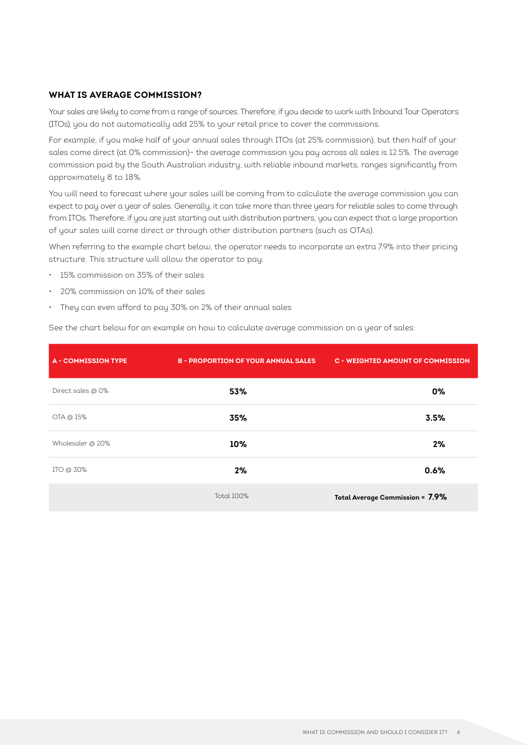## WHAT IS AVERAGE COMMISSION?

Your sales are likely to come from a range of sources. Therefore, if you decide to work with Inbound Tour Operators (ITOs), you do not automatically add 25% to your retail price to cover the commissions.

For example, if you make half of your annual sales through ITOs (at 25% commission), but then half of your sales come direct (at 0% commission)– the average commission you pay across all sales is 12.5%. The average commission paid by the South Australian industry, with reliable inbound markets, ranges significantly from approximately 8 to 18%.

You will need to forecast where your sales will be coming from to calculate the average commission you can expect to pay over a year of sales. Generally, it can take more than three years for reliable sales to come through from ITOs. Therefore, if you are just starting out with distribution partners, you can expect that a large proportion of your sales will come direct or through other distribution partners (such as OTAs).

When referring to the example chart below, the operator needs to incorporate an extra 7.9% into their pricing structure. This structure will allow the operator to pay:

- 15% commission on 35% of their sales
- 20% commission on 10% of their sales
- They can even afford to pay 30% on 2% of their annual sales

See the chart below for an example on how to calculate average commission on a year of sales:

| A - COMMISSION TYPE | B - PROPORTION OF YOUR ANNUAL SALES | C - WEIGHTED AMOUNT OF COMMISSION |
|---|---|---|
| Direct sales @ 0% | **53%** | **0%** |
| OTA @ 15% | **35%** | **3.5%** |
| Wholesaler @ 20% | **10%** | **2%** |
| ITO @ 30% | **2%** | **0.6%** |
| | Total 100% | **Total Average Commission = 7.9%** |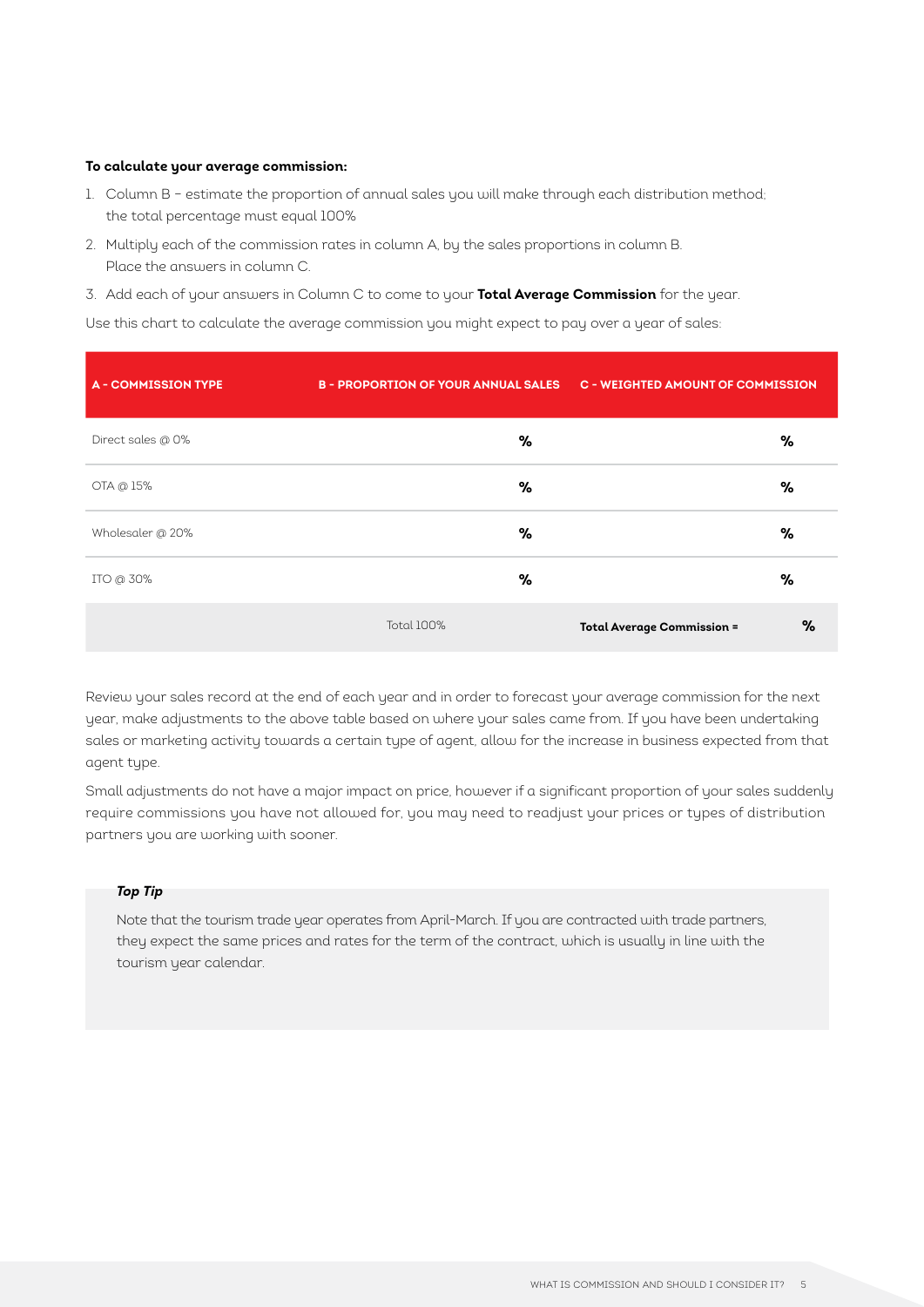**To calculate your average commission:**

1. Column B – estimate the proportion of annual sales you will make through each distribution method; the total percentage must equal 100%
2. Multiply each of the commission rates in column A, by the sales proportions in column B. Place the answers in column C.
3. Add each of your answers in Column C to come to your **Total Average Commission** for the year.

Use this chart to calculate the average commission you might expect to pay over a year of sales:

| A - COMMISSION TYPE | B - PROPORTION OF YOUR ANNUAL SALES | C - WEIGHTED AMOUNT OF COMMISSION |
|---|---|---|
| Direct sales @ 0% | % | % |
| OTA @ 15% | % | % |
| Wholesaler @ 20% | % | % |
| ITO @ 30% | % | % |
| | Total 100% | **Total Average Commission =** % |

Review your sales record at the end of each year and in order to forecast your average commission for the next year, make adjustments to the above table based on where your sales came from. If you have been undertaking sales or marketing activity towards a certain type of agent, allow for the increase in business expected from that agent type.

Small adjustments do not have a major impact on price, however if a significant proportion of your sales suddenly require commissions you have not allowed for, you may need to readjust your prices or types of distribution partners you are working with sooner.

***Top Tip***

Note that the tourism trade year operates from April-March. If you are contracted with trade partners, they expect the same prices and rates for the term of the contract, which is usually in line with the tourism year calendar.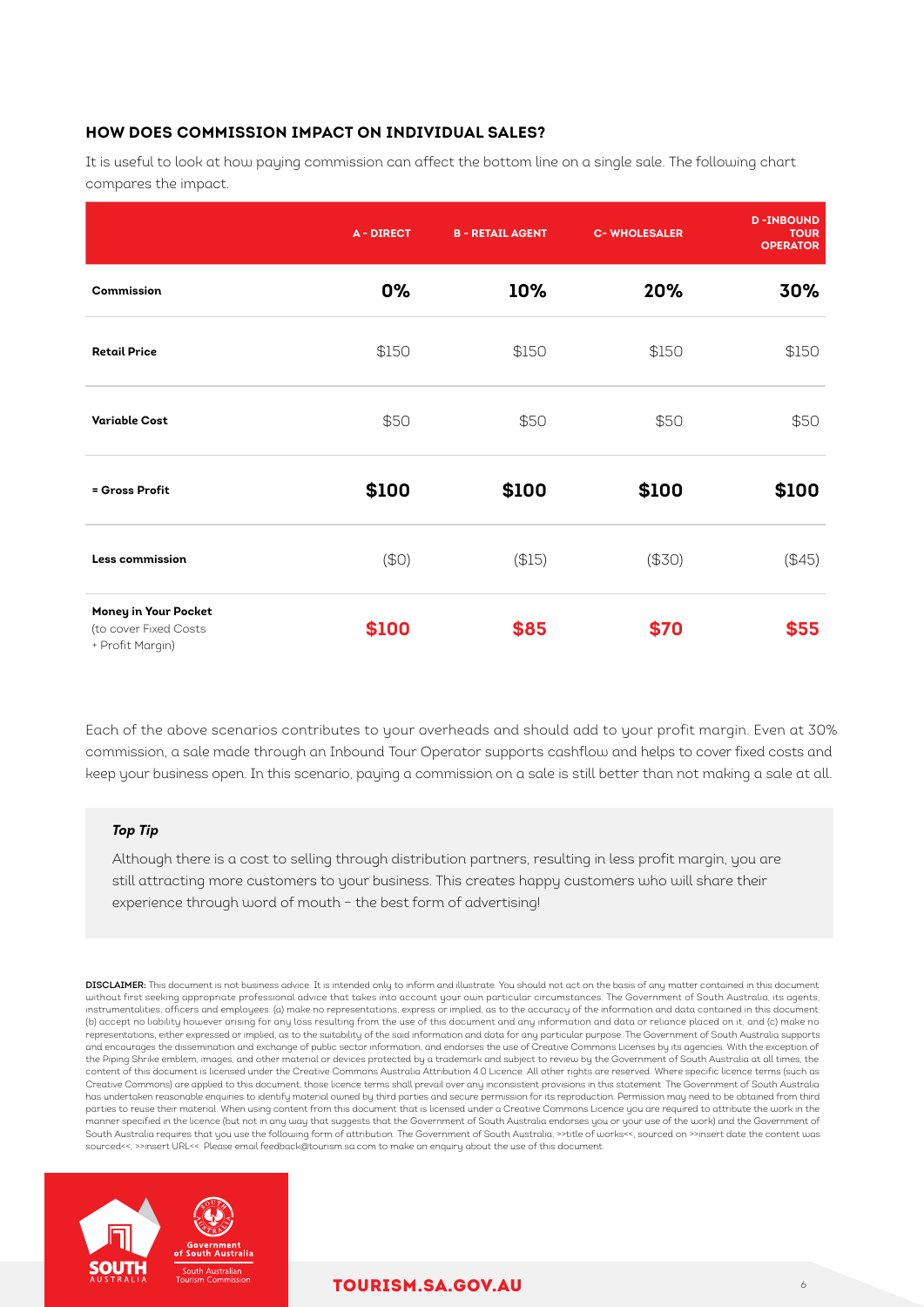### HOW DOES COMMISSION IMPACT ON INDIVIDUAL SALES?

It is useful to look at how paying commission can affect the bottom line on a single sale. The following chart compares the impact.

| | A - DIRECT | B - RETAIL AGENT | C- WHOLESALER | D -INBOUND TOUR OPERATOR |
|---|---|---|---|---|
| **Commission** | **0%** | **10%** | **20%** | **30%** |
| **Retail Price** | $150 | $150 | $150 | $150 |
| **Variable Cost** | $50 | $50 | $50 | $50 |
| **= Gross Profit** | **$100** | **$100** | **$100** | **$100** |
| **Less commission** | ($0) | ($15) | ($30) | ($45) |
| **Money in Your Pocket** (to cover Fixed Costs + Profit Margin) | **$100** | **$85** | **$70** | **$55** |

Each of the above scenarios contributes to your overheads and should add to your profit margin. Even at 30% commission, a sale made through an Inbound Tour Operator supports cashflow and helps to cover fixed costs and keep your business open. In this scenario, paying a commission on a sale is still better than not making a sale at all.

***Top Tip***

Although there is a cost to selling through distribution partners, resulting in less profit margin, you are still attracting more customers to your business. This creates happy customers who will share their experience through word of mouth – the best form of advertising!

**DISCLAIMER:** This document is not business advice. It is intended only to inform and illustrate. You should not act on the basis of any matter contained in this document without first seeking appropriate professional advice that takes into account your own particular circumstances. The Government of South Australia, its agents, instrumentalities, officers and employees: (a) make no representations, express or implied, as to the accuracy of the information and data contained in this document; (b) accept no liability however arising for any loss resulting from the use of this document and any information and data or reliance placed on it; and (c) make no representations, either expressed or implied, as to the suitability of the said information and data for any particular purpose. The Government of South Australia supports and encourages the dissemination and exchange of public sector information, and endorses the use of Creative Commons Licenses by its agencies. With the exception of the Piping Shrike emblem, images, and other material or devices protected by a trademark and subject to review by the Government of South Australia at all times, the content of this document is licensed under the Creative Commons Australia Attribution 4.0 Licence. All other rights are reserved. Where specific licence terms (such as Creative Commons) are applied to this document, those licence terms shall prevail over any inconsistent provisions in this statement. The Government of South Australia has undertaken reasonable enquiries to identify material owned by third parties and secure permission for its reproduction. Permission may need to be obtained from third parties to reuse their material. When using content from this document that is licensed under a Creative Commons Licence you are required to attribute the work in the manner specified in the licence (but not in any way that suggests that the Government of South Australia endorses you or your use of the work) and the Government of South Australia requires that you use the following form of attribution. The Government of South Australia, >>title of works<<, sourced on >>insert date the content was sourced<<, >>insert URL<<. Please email feedback@tourism.sa.com to make an enquiry about the use of this document.

SOUTH AUSTRALIA

Government of South Australia
South Australian Tourism Commission

**TOURISM.SA.GOV.AU**